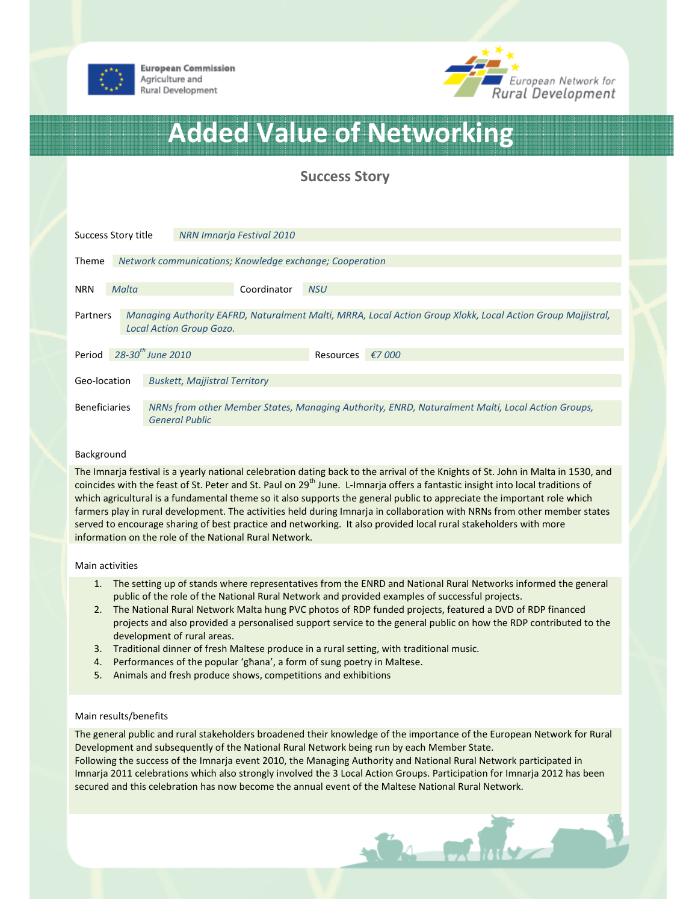European Commission
Agriculture and
Rural Development

European Network for
Rural Development

# Added Value of Networking

## Success Story

| | |
|---|---|
| Success Story title | *NRN Imnarja Festival 2010* |
| Theme | *Network communications; Knowledge exchange; Cooperation* |
| NRN | *Malta* |
| Coordinator | *NSU* |
| Partners | *Managing Authority EAFRD, Naturalment Malti, MRRA, Local Action Group Xlokk, Local Action Group Majjistral, Local Action Group Gozo.* |
| Period | *28-30th June 2010* |
| Resources | *€7 000* |
| Geo-location | *Buskett, Majjistral Territory* |
| Beneficiaries | *NRNs from other Member States, Managing Authority, ENRD, Naturalment Malti, Local Action Groups, General Public* |

### Background

The Imnarja festival is a yearly national celebration dating back to the arrival of the Knights of St. John in Malta in 1530, and coincides with the feast of St. Peter and St. Paul on 29th June. L-Imnarja offers a fantastic insight into local traditions of which agricultural is a fundamental theme so it also supports the general public to appreciate the important role which farmers play in rural development. The activities held during Imnarja in collaboration with NRNs from other member states served to encourage sharing of best practice and networking. It also provided local rural stakeholders with more information on the role of the National Rural Network.

### Main activities

1. The setting up of stands where representatives from the ENRD and National Rural Networks informed the general public of the role of the National Rural Network and provided examples of successful projects.
2. The National Rural Network Malta hung PVC photos of RDP funded projects, featured a DVD of RDP financed projects and also provided a personalised support service to the general public on how the RDP contributed to the development of rural areas.
3. Traditional dinner of fresh Maltese produce in a rural setting, with traditional music.
4. Performances of the popular 'għana', a form of sung poetry in Maltese.
5. Animals and fresh produce shows, competitions and exhibitions

### Main results/benefits

The general public and rural stakeholders broadened their knowledge of the importance of the European Network for Rural Development and subsequently of the National Rural Network being run by each Member State.
Following the success of the Imnarja event 2010, the Managing Authority and National Rural Network participated in Imnarja 2011 celebrations which also strongly involved the 3 Local Action Groups. Participation for Imnarja 2012 has been secured and this celebration has now become the annual event of the Maltese National Rural Network.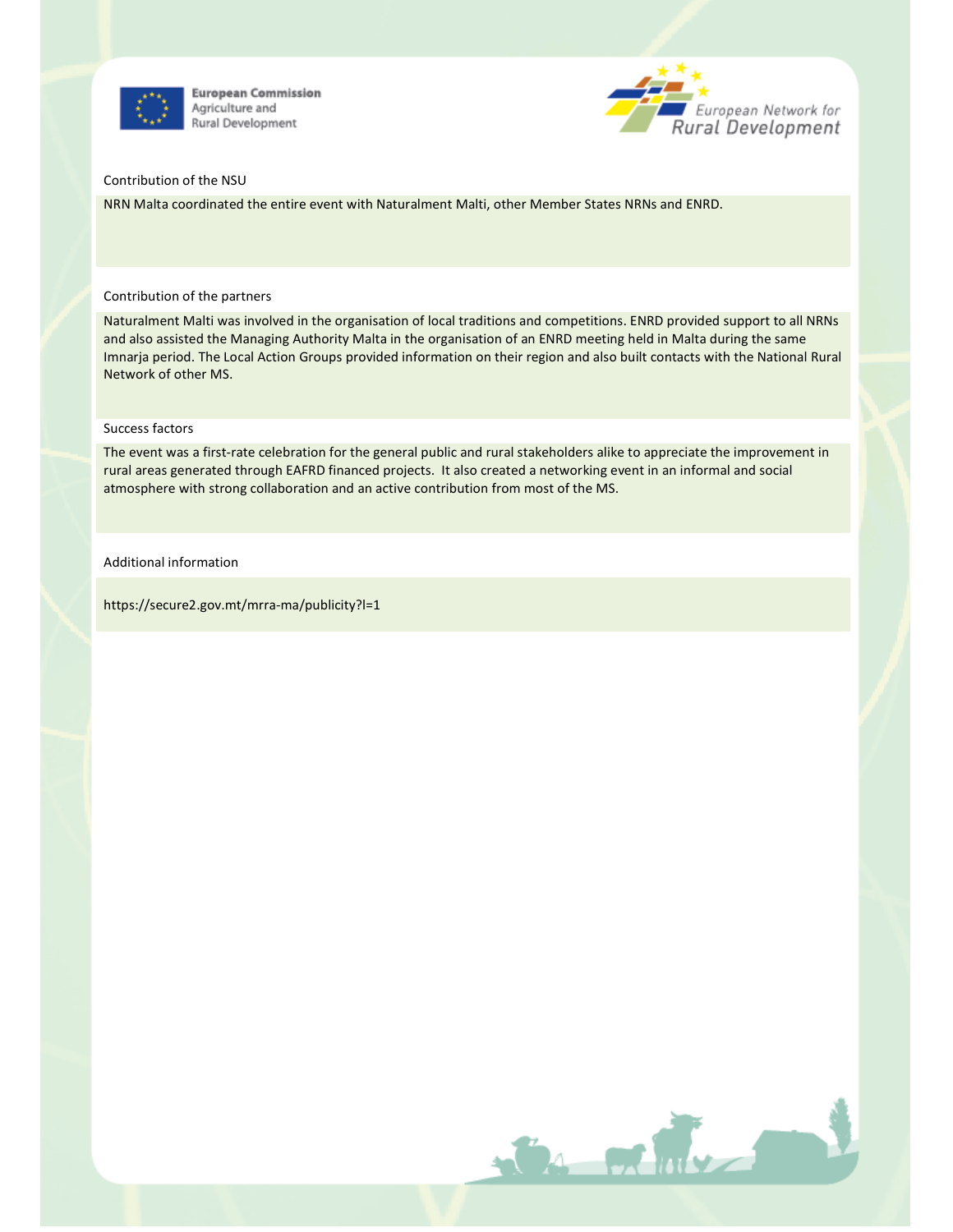Contribution of the NSU

NRN Malta coordinated the entire event with Naturalment Malti, other Member States NRNs and ENRD.

Contribution of the partners

Naturalment Malti was involved in the organisation of local traditions and competitions. ENRD provided support to all NRNs and also assisted the Managing Authority Malta in the organisation of an ENRD meeting held in Malta during the same Imnarja period. The Local Action Groups provided information on their region and also built contacts with the National Rural Network of other MS.

Success factors

The event was a first-rate celebration for the general public and rural stakeholders alike to appreciate the improvement in rural areas generated through EAFRD financed projects. It also created a networking event in an informal and social atmosphere with strong collaboration and an active contribution from most of the MS.

Additional information

https://secure2.gov.mt/mrra-ma/publicity?l=1